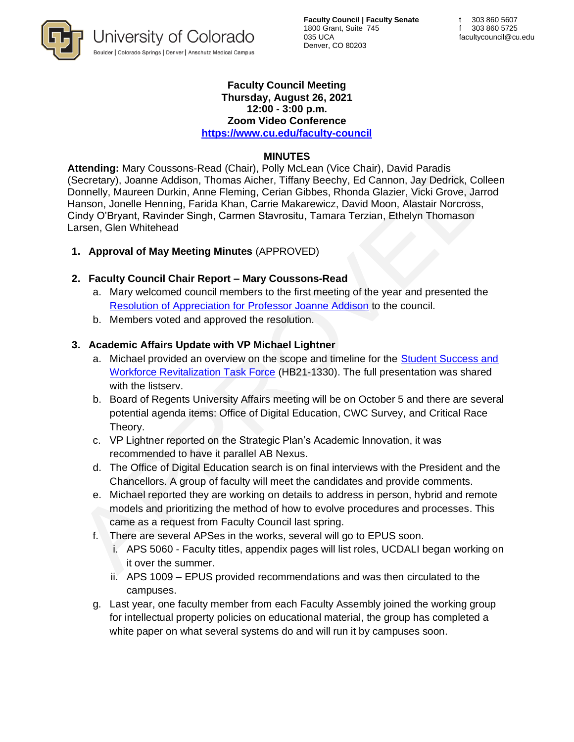University of Colorado
Boulder | Colorado Springs | Denver | Anschutz Medical Campus

**Faculty Council | Faculty Senate**
1800 Grant, Suite 745
035 UCA
Denver, CO 80203

t 303 860 5607
f 303 860 5725
facultycouncil@cu.edu

**Faculty Council Meeting**
**Thursday, August 26, 2021**
**12:00 - 3:00 p.m.**
**Zoom Video Conference**
**https://www.cu.edu/faculty-council**

## MINUTES

**Attending:** Mary Coussons-Read (Chair), Polly McLean (Vice Chair), David Paradis (Secretary), Joanne Addison, Thomas Aicher, Tiffany Beechy, Ed Cannon, Jay Dedrick, Colleen Donnelly, Maureen Durkin, Anne Fleming, Cerian Gibbes, Rhonda Glazier, Vicki Grove, Jarrod Hanson, Jonelle Henning, Farida Khan, Carrie Makarewicz, David Moon, Alastair Norcross, Cindy O'Bryant, Ravinder Singh, Carmen Stavrositu, Tamara Terzian, Ethelyn Thomason Larsen, Glen Whitehead

1. **Approval of May Meeting Minutes** (APPROVED)

2. **Faculty Council Chair Report – Mary Coussons-Read**
   a. Mary welcomed council members to the first meeting of the year and presented the Resolution of Appreciation for Professor Joanne Addison to the council.
   b. Members voted and approved the resolution.

3. **Academic Affairs Update with VP Michael Lightner**
   a. Michael provided an overview on the scope and timeline for the Student Success and Workforce Revitalization Task Force (HB21-1330). The full presentation was shared with the listserv.
   b. Board of Regents University Affairs meeting will be on October 5 and there are several potential agenda items: Office of Digital Education, CWC Survey, and Critical Race Theory.
   c. VP Lightner reported on the Strategic Plan's Academic Innovation, it was recommended to have it parallel AB Nexus.
   d. The Office of Digital Education search is on final interviews with the President and the Chancellors. A group of faculty will meet the candidates and provide comments.
   e. Michael reported they are working on details to address in person, hybrid and remote models and prioritizing the method of how to evolve procedures and processes. This came as a request from Faculty Council last spring.
   f. There are several APSes in the works, several will go to EPUS soon.
      i. APS 5060 - Faculty titles, appendix pages will list roles, UCDALI began working on it over the summer.
      ii. APS 1009 – EPUS provided recommendations and was then circulated to the campuses.
   g. Last year, one faculty member from each Faculty Assembly joined the working group for intellectual property policies on educational material, the group has completed a white paper on what several systems do and will run it by campuses soon.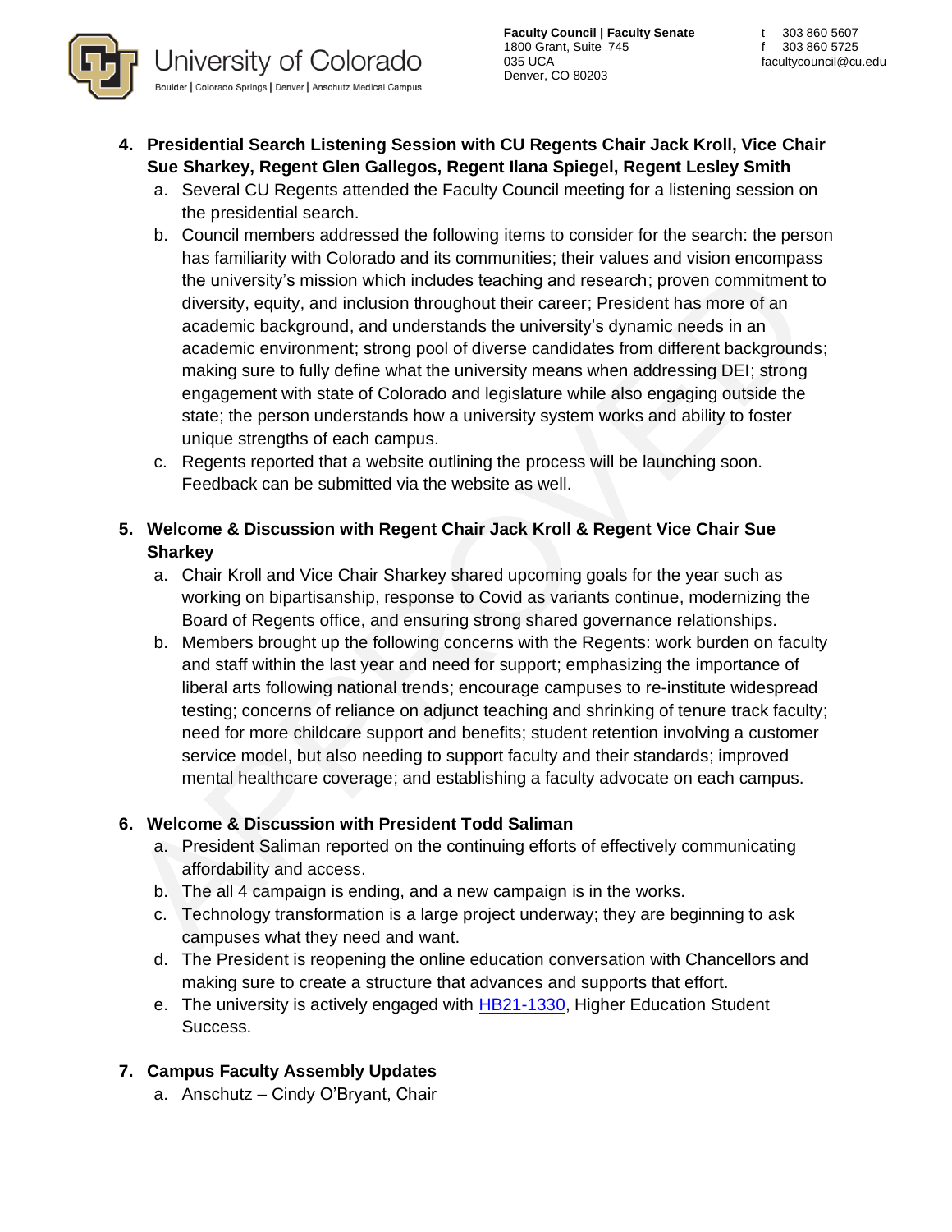4. **Presidential Search Listening Session with CU Regents Chair Jack Kroll, Vice Chair Sue Sharkey, Regent Glen Gallegos, Regent Ilana Spiegel, Regent Lesley Smith**
   a. Several CU Regents attended the Faculty Council meeting for a listening session on the presidential search.
   b. Council members addressed the following items to consider for the search: the person has familiarity with Colorado and its communities; their values and vision encompass the university's mission which includes teaching and research; proven commitment to diversity, equity, and inclusion throughout their career; President has more of an academic background, and understands the university's dynamic needs in an academic environment; strong pool of diverse candidates from different backgrounds; making sure to fully define what the university means when addressing DEI; strong engagement with state of Colorado and legislature while also engaging outside the state; the person understands how a university system works and ability to foster unique strengths of each campus.
   c. Regents reported that a website outlining the process will be launching soon. Feedback can be submitted via the website as well.

5. **Welcome & Discussion with Regent Chair Jack Kroll & Regent Vice Chair Sue Sharkey**
   a. Chair Kroll and Vice Chair Sharkey shared upcoming goals for the year such as working on bipartisanship, response to Covid as variants continue, modernizing the Board of Regents office, and ensuring strong shared governance relationships.
   b. Members brought up the following concerns with the Regents: work burden on faculty and staff within the last year and need for support; emphasizing the importance of liberal arts following national trends; encourage campuses to re-institute widespread testing; concerns of reliance on adjunct teaching and shrinking of tenure track faculty; need for more childcare support and benefits; student retention involving a customer service model, but also needing to support faculty and their standards; improved mental healthcare coverage; and establishing a faculty advocate on each campus.

6. **Welcome & Discussion with President Todd Saliman**
   a. President Saliman reported on the continuing efforts of effectively communicating affordability and access.
   b. The all 4 campaign is ending, and a new campaign is in the works.
   c. Technology transformation is a large project underway; they are beginning to ask campuses what they need and want.
   d. The President is reopening the online education conversation with Chancellors and making sure to create a structure that advances and supports that effort.
   e. The university is actively engaged with [HB21-1330](), Higher Education Student Success.

7. **Campus Faculty Assembly Updates**
   a. Anschutz – Cindy O'Bryant, Chair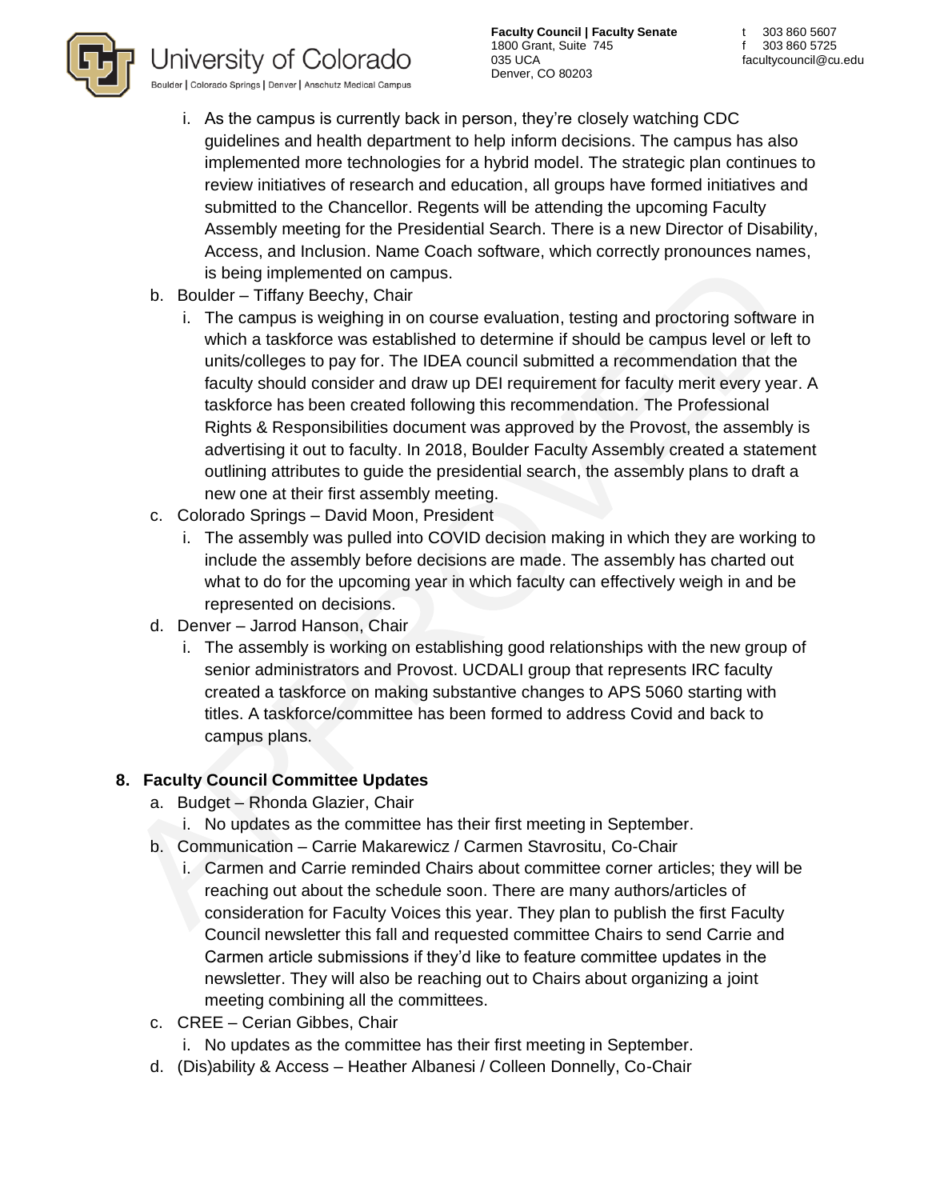i. As the campus is currently back in person, they're closely watching CDC guidelines and health department to help inform decisions. The campus has also implemented more technologies for a hybrid model. The strategic plan continues to review initiatives of research and education, all groups have formed initiatives and submitted to the Chancellor. Regents will be attending the upcoming Faculty Assembly meeting for the Presidential Search. There is a new Director of Disability, Access, and Inclusion. Name Coach software, which correctly pronounces names, is being implemented on campus.

b. Boulder – Tiffany Beechy, Chair
   i. The campus is weighing in on course evaluation, testing and proctoring software in which a taskforce was established to determine if should be campus level or left to units/colleges to pay for. The IDEA council submitted a recommendation that the faculty should consider and draw up DEI requirement for faculty merit every year. A taskforce has been created following this recommendation. The Professional Rights & Responsibilities document was approved by the Provost, the assembly is advertising it out to faculty. In 2018, Boulder Faculty Assembly created a statement outlining attributes to guide the presidential search, the assembly plans to draft a new one at their first assembly meeting.

c. Colorado Springs – David Moon, President
   i. The assembly was pulled into COVID decision making in which they are working to include the assembly before decisions are made. The assembly has charted out what to do for the upcoming year in which faculty can effectively weigh in and be represented on decisions.

d. Denver – Jarrod Hanson, Chair
   i. The assembly is working on establishing good relationships with the new group of senior administrators and Provost. UCDALI group that represents IRC faculty created a taskforce on making substantive changes to APS 5060 starting with titles. A taskforce/committee has been formed to address Covid and back to campus plans.

## 8. Faculty Council Committee Updates

a. Budget – Rhonda Glazier, Chair
   i. No updates as the committee has their first meeting in September.

b. Communication – Carrie Makarewicz / Carmen Stavrositu, Co-Chair
   i. Carmen and Carrie reminded Chairs about committee corner articles; they will be reaching out about the schedule soon. There are many authors/articles of consideration for Faculty Voices this year. They plan to publish the first Faculty Council newsletter this fall and requested committee Chairs to send Carrie and Carmen article submissions if they'd like to feature committee updates in the newsletter. They will also be reaching out to Chairs about organizing a joint meeting combining all the committees.

c. CREE – Cerian Gibbes, Chair
   i. No updates as the committee has their first meeting in September.

d. (Dis)ability & Access – Heather Albanesi / Colleen Donnelly, Co-Chair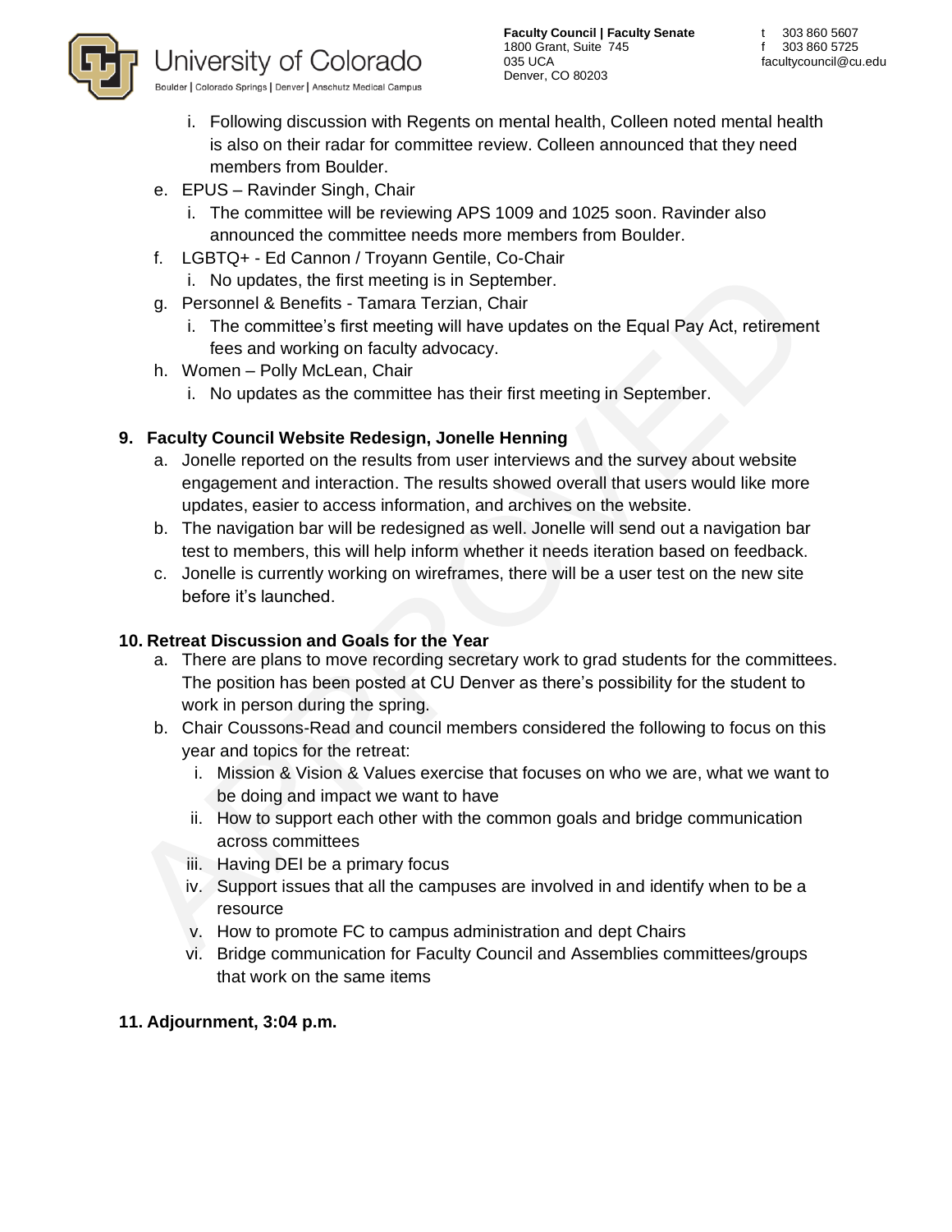i. Following discussion with Regents on mental health, Colleen noted mental health is also on their radar for committee review. Colleen announced that they need members from Boulder.

e. EPUS – Ravinder Singh, Chair
   i. The committee will be reviewing APS 1009 and 1025 soon. Ravinder also announced the committee needs more members from Boulder.
f. LGBTQ+ - Ed Cannon / Troyann Gentile, Co-Chair
   i. No updates, the first meeting is in September.
g. Personnel & Benefits - Tamara Terzian, Chair
   i. The committee's first meeting will have updates on the Equal Pay Act, retirement fees and working on faculty advocacy.
h. Women – Polly McLean, Chair
   i. No updates as the committee has their first meeting in September.

**9. Faculty Council Website Redesign, Jonelle Henning**

a. Jonelle reported on the results from user interviews and the survey about website engagement and interaction. The results showed overall that users would like more updates, easier to access information, and archives on the website.
b. The navigation bar will be redesigned as well. Jonelle will send out a navigation bar test to members, this will help inform whether it needs iteration based on feedback.
c. Jonelle is currently working on wireframes, there will be a user test on the new site before it's launched.

**10. Retreat Discussion and Goals for the Year**

a. There are plans to move recording secretary work to grad students for the committees. The position has been posted at CU Denver as there's possibility for the student to work in person during the spring.
b. Chair Coussons-Read and council members considered the following to focus on this year and topics for the retreat:
   i. Mission & Vision & Values exercise that focuses on who we are, what we want to be doing and impact we want to have
   ii. How to support each other with the common goals and bridge communication across committees
   iii. Having DEI be a primary focus
   iv. Support issues that all the campuses are involved in and identify when to be a resource
   v. How to promote FC to campus administration and dept Chairs
   vi. Bridge communication for Faculty Council and Assemblies committees/groups that work on the same items

**11. Adjournment, 3:04 p.m.**